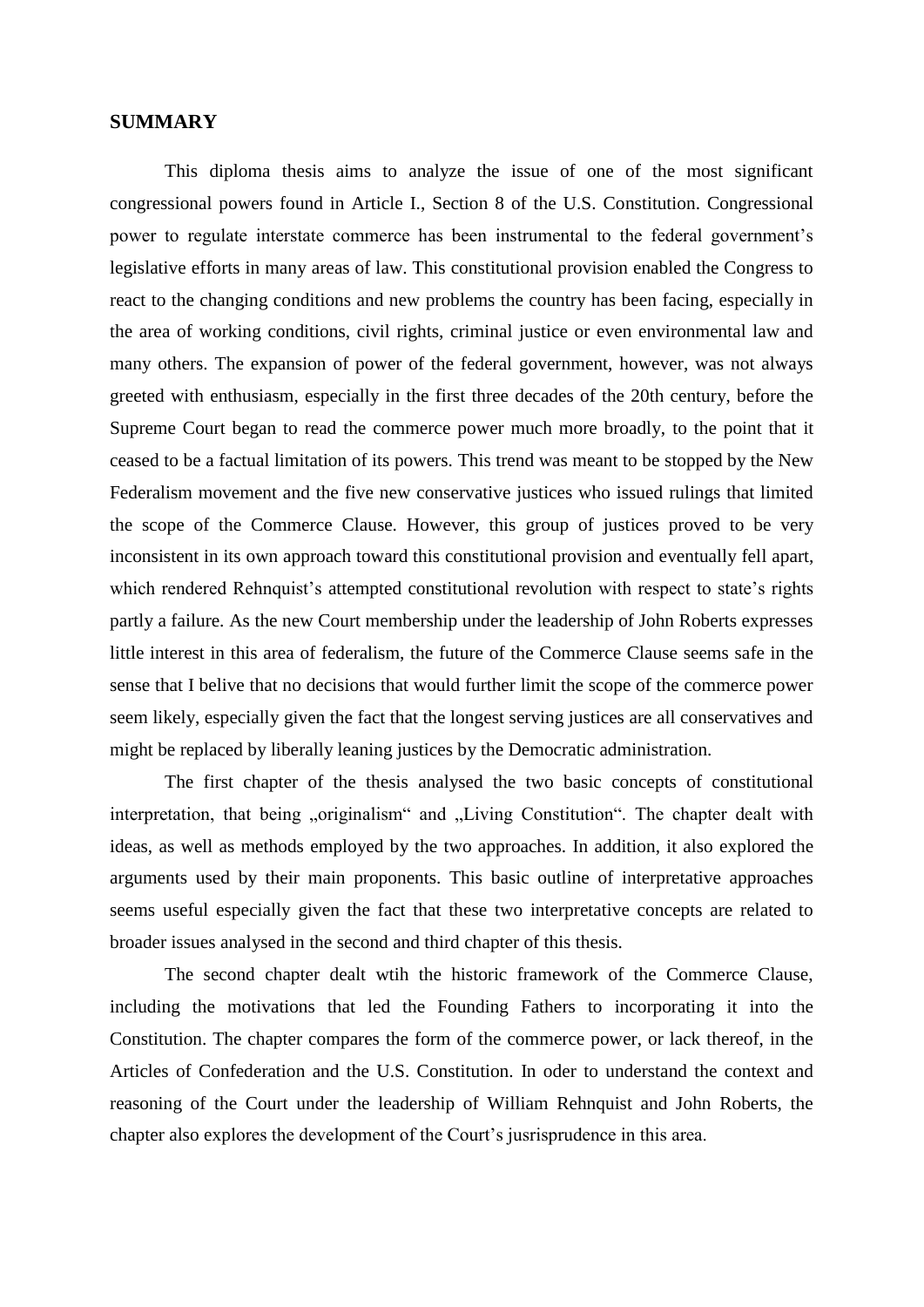## SUMMARY

This diploma thesis aims to analyze the issue of one of the most significant congressional powers found in Article I., Section 8 of the U.S. Constitution. Congressional power to regulate interstate commerce has been instrumental to the federal government's legislative efforts in many areas of law. This constitutional provision enabled the Congress to react to the changing conditions and new problems the country has been facing, especially in the area of working conditions, civil rights, criminal justice or even environmental law and many others. The expansion of power of the federal government, however, was not always greeted with enthusiasm, especially in the first three decades of the 20th century, before the Supreme Court began to read the commerce power much more broadly, to the point that it ceased to be a factual limitation of its powers. This trend was meant to be stopped by the New Federalism movement and the five new conservative justices who issued rulings that limited the scope of the Commerce Clause. However, this group of justices proved to be very inconsistent in its own approach toward this constitutional provision and eventually fell apart, which rendered Rehnquist's attempted constitutional revolution with respect to state's rights partly a failure. As the new Court membership under the leadership of John Roberts expresses little interest in this area of federalism, the future of the Commerce Clause seems safe in the sense that I belive that no decisions that would further limit the scope of the commerce power seem likely, especially given the fact that the longest serving justices are all conservatives and might be replaced by liberally leaning justices by the Democratic administration.

The first chapter of the thesis analysed the two basic concepts of constitutional interpretation, that being „originalism" and „Living Constitution". The chapter dealt with ideas, as well as methods employed by the two approaches. In addition, it also explored the arguments used by their main proponents. This basic outline of interpretative approaches seems useful especially given the fact that these two interpretative concepts are related to broader issues analysed in the second and third chapter of this thesis.

The second chapter dealt wtih the historic framework of the Commerce Clause, including the motivations that led the Founding Fathers to incorporating it into the Constitution. The chapter compares the form of the commerce power, or lack thereof, in the Articles of Confederation and the U.S. Constitution. In oder to understand the context and reasoning of the Court under the leadership of William Rehnquist and John Roberts, the chapter also explores the development of the Court's jusrisprudence in this area.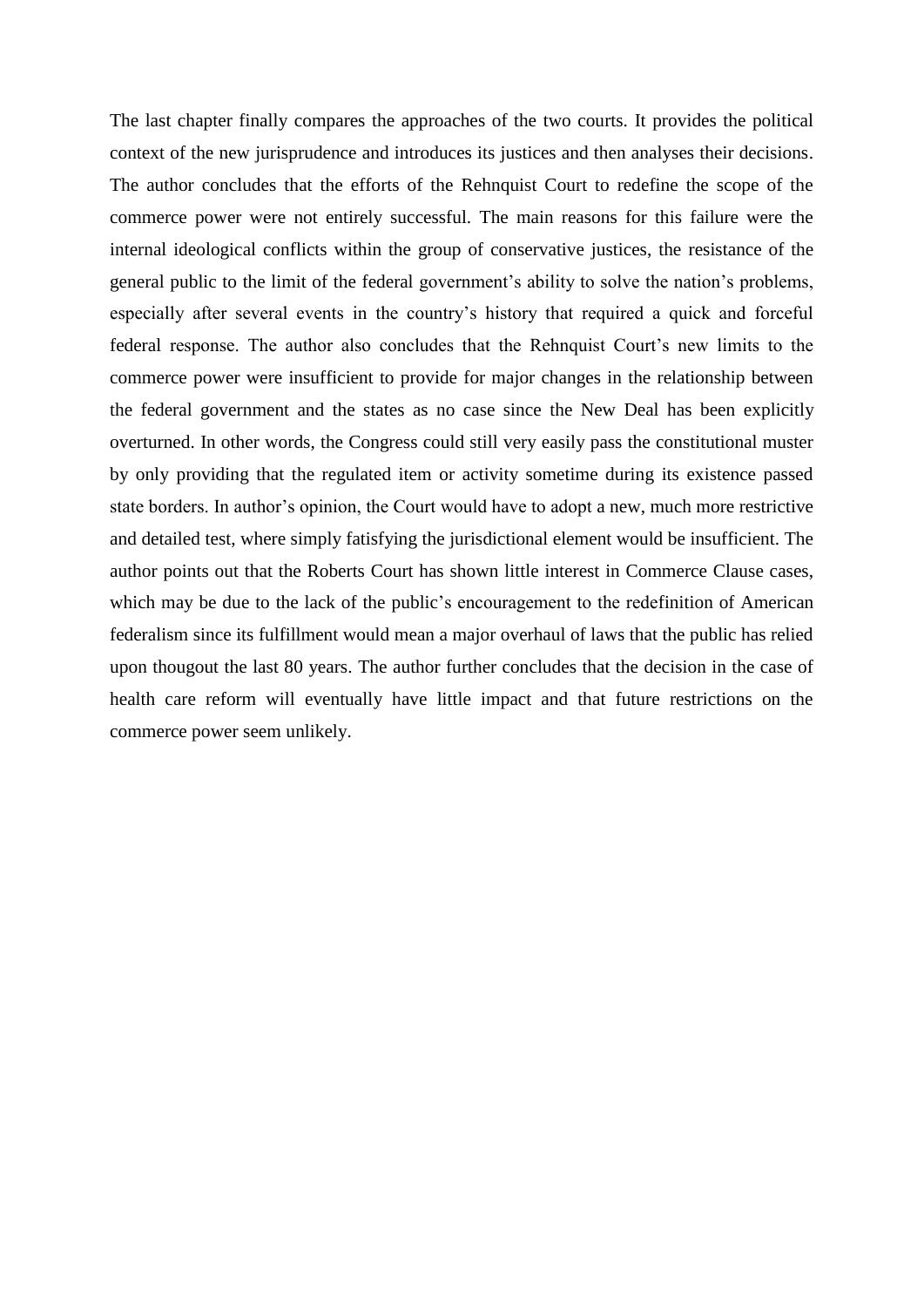The last chapter finally compares the approaches of the two courts. It provides the political context of the new jurisprudence and introduces its justices and then analyses their decisions. The author concludes that the efforts of the Rehnquist Court to redefine the scope of the commerce power were not entirely successful. The main reasons for this failure were the internal ideological conflicts within the group of conservative justices, the resistance of the general public to the limit of the federal government's ability to solve the nation's problems, especially after several events in the country's history that required a quick and forceful federal response. The author also concludes that the Rehnquist Court's new limits to the commerce power were insufficient to provide for major changes in the relationship between the federal government and the states as no case since the New Deal has been explicitly overturned. In other words, the Congress could still very easily pass the constitutional muster by only providing that the regulated item or activity sometime during its existence passed state borders. In author's opinion, the Court would have to adopt a new, much more restrictive and detailed test, where simply fatisfying the jurisdictional element would be insufficient. The author points out that the Roberts Court has shown little interest in Commerce Clause cases, which may be due to the lack of the public's encouragement to the redefinition of American federalism since its fulfillment would mean a major overhaul of laws that the public has relied upon thougout the last 80 years. The author further concludes that the decision in the case of health care reform will eventually have little impact and that future restrictions on the commerce power seem unlikely.